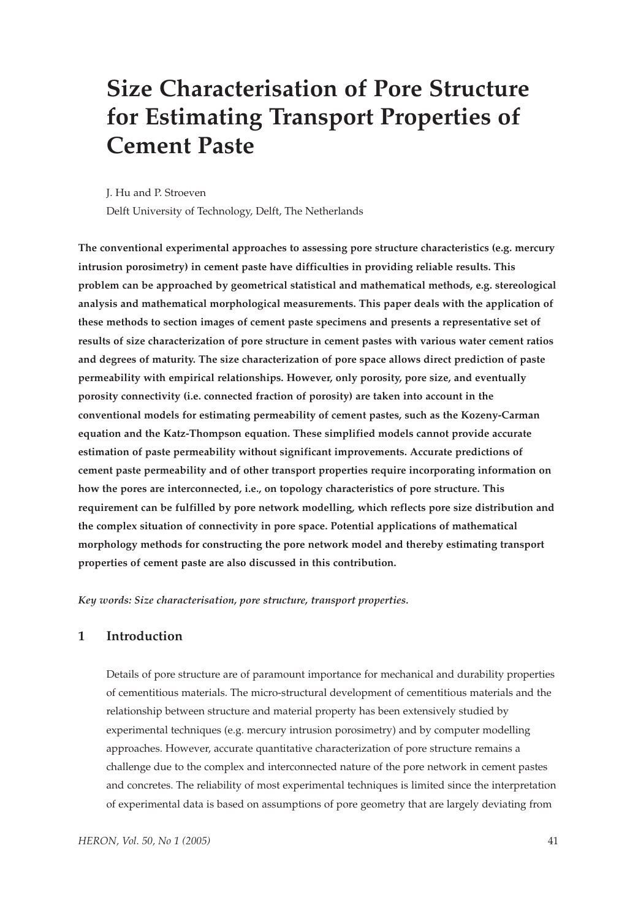# Size Characterisation of Pore Structure for Estimating Transport Properties of Cement Paste

J. Hu and P. Stroeven

Delft University of Technology, Delft, The Netherlands

**The conventional experimental approaches to assessing pore structure characteristics (e.g. mercury intrusion porosimetry) in cement paste have difficulties in providing reliable results. This problem can be approached by geometrical statistical and mathematical methods, e.g. stereological analysis and mathematical morphological measurements. This paper deals with the application of these methods to section images of cement paste specimens and presents a representative set of results of size characterization of pore structure in cement pastes with various water cement ratios and degrees of maturity. The size characterization of pore space allows direct prediction of paste permeability with empirical relationships. However, only porosity, pore size, and eventually porosity connectivity (i.e. connected fraction of porosity) are taken into account in the conventional models for estimating permeability of cement pastes, such as the Kozeny-Carman equation and the Katz-Thompson equation. These simplified models cannot provide accurate estimation of paste permeability without significant improvements. Accurate predictions of cement paste permeability and of other transport properties require incorporating information on how the pores are interconnected, i.e., on topology characteristics of pore structure. This requirement can be fulfilled by pore network modelling, which reflects pore size distribution and the complex situation of connectivity in pore space. Potential applications of mathematical morphology methods for constructing the pore network model and thereby estimating transport properties of cement paste are also discussed in this contribution.**

***Key words: Size characterisation, pore structure, transport properties.***

## 1 Introduction

Details of pore structure are of paramount importance for mechanical and durability properties of cementitious materials. The micro-structural development of cementitious materials and the relationship between structure and material property has been extensively studied by experimental techniques (e.g. mercury intrusion porosimetry) and by computer modelling approaches. However, accurate quantitative characterization of pore structure remains a challenge due to the complex and interconnected nature of the pore network in cement pastes and concretes. The reliability of most experimental techniques is limited since the interpretation of experimental data is based on assumptions of pore geometry that are largely deviating from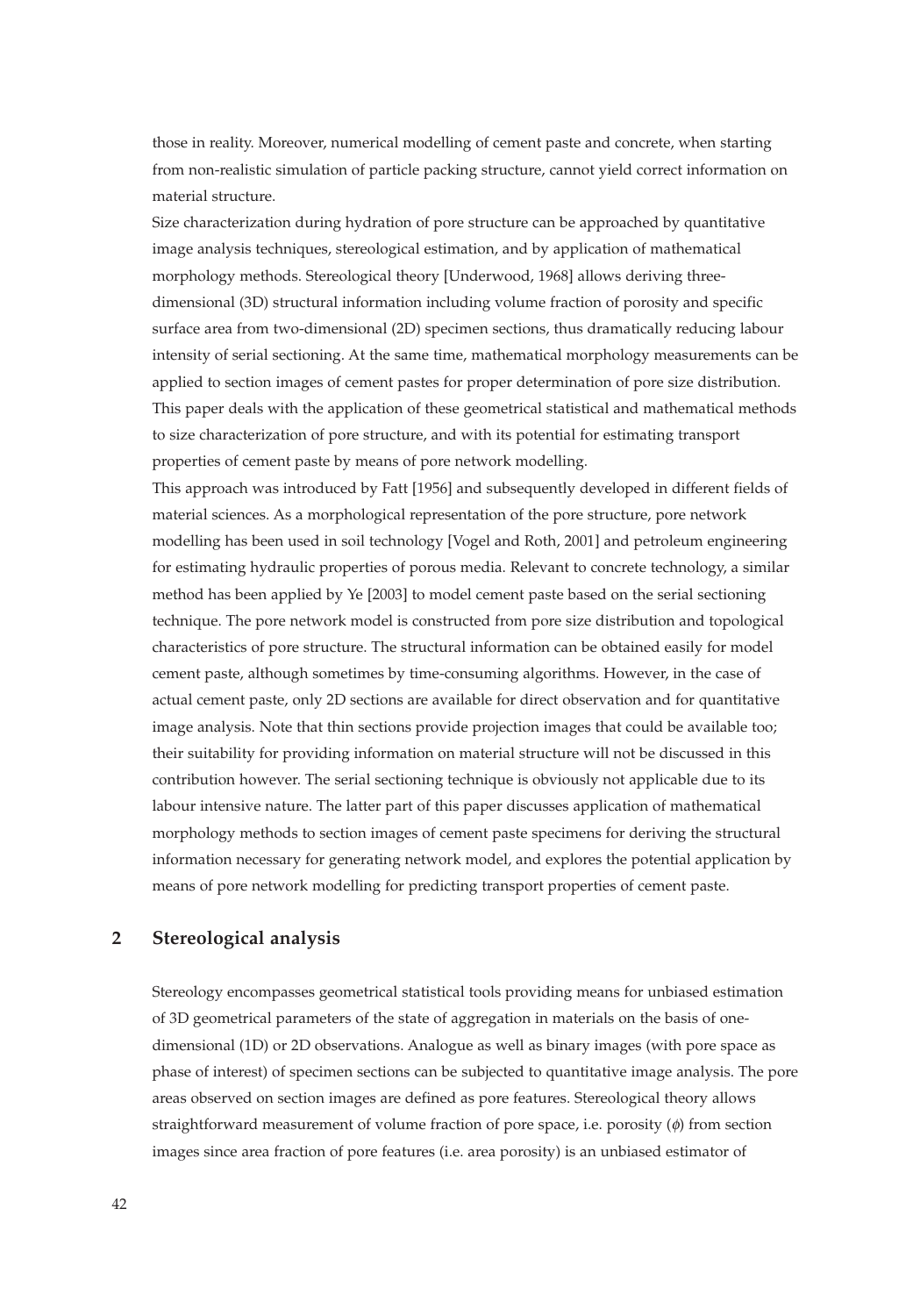those in reality. Moreover, numerical modelling of cement paste and concrete, when starting from non-realistic simulation of particle packing structure, cannot yield correct information on material structure.

Size characterization during hydration of pore structure can be approached by quantitative image analysis techniques, stereological estimation, and by application of mathematical morphology methods. Stereological theory [Underwood, 1968] allows deriving three-dimensional (3D) structural information including volume fraction of porosity and specific surface area from two-dimensional (2D) specimen sections, thus dramatically reducing labour intensity of serial sectioning. At the same time, mathematical morphology measurements can be applied to section images of cement pastes for proper determination of pore size distribution. This paper deals with the application of these geometrical statistical and mathematical methods to size characterization of pore structure, and with its potential for estimating transport properties of cement paste by means of pore network modelling.

This approach was introduced by Fatt [1956] and subsequently developed in different fields of material sciences. As a morphological representation of the pore structure, pore network modelling has been used in soil technology [Vogel and Roth, 2001] and petroleum engineering for estimating hydraulic properties of porous media. Relevant to concrete technology, a similar method has been applied by Ye [2003] to model cement paste based on the serial sectioning technique. The pore network model is constructed from pore size distribution and topological characteristics of pore structure. The structural information can be obtained easily for model cement paste, although sometimes by time-consuming algorithms. However, in the case of actual cement paste, only 2D sections are available for direct observation and for quantitative image analysis. Note that thin sections provide projection images that could be available too; their suitability for providing information on material structure will not be discussed in this contribution however. The serial sectioning technique is obviously not applicable due to its labour intensive nature. The latter part of this paper discusses application of mathematical morphology methods to section images of cement paste specimens for deriving the structural information necessary for generating network model, and explores the potential application by means of pore network modelling for predicting transport properties of cement paste.

## 2 Stereological analysis

Stereology encompasses geometrical statistical tools providing means for unbiased estimation of 3D geometrical parameters of the state of aggregation in materials on the basis of one-dimensional (1D) or 2D observations. Analogue as well as binary images (with pore space as phase of interest) of specimen sections can be subjected to quantitative image analysis. The pore areas observed on section images are defined as pore features. Stereological theory allows straightforward measurement of volume fraction of pore space, i.e. porosity ($\phi$) from section images since area fraction of pore features (i.e. area porosity) is an unbiased estimator of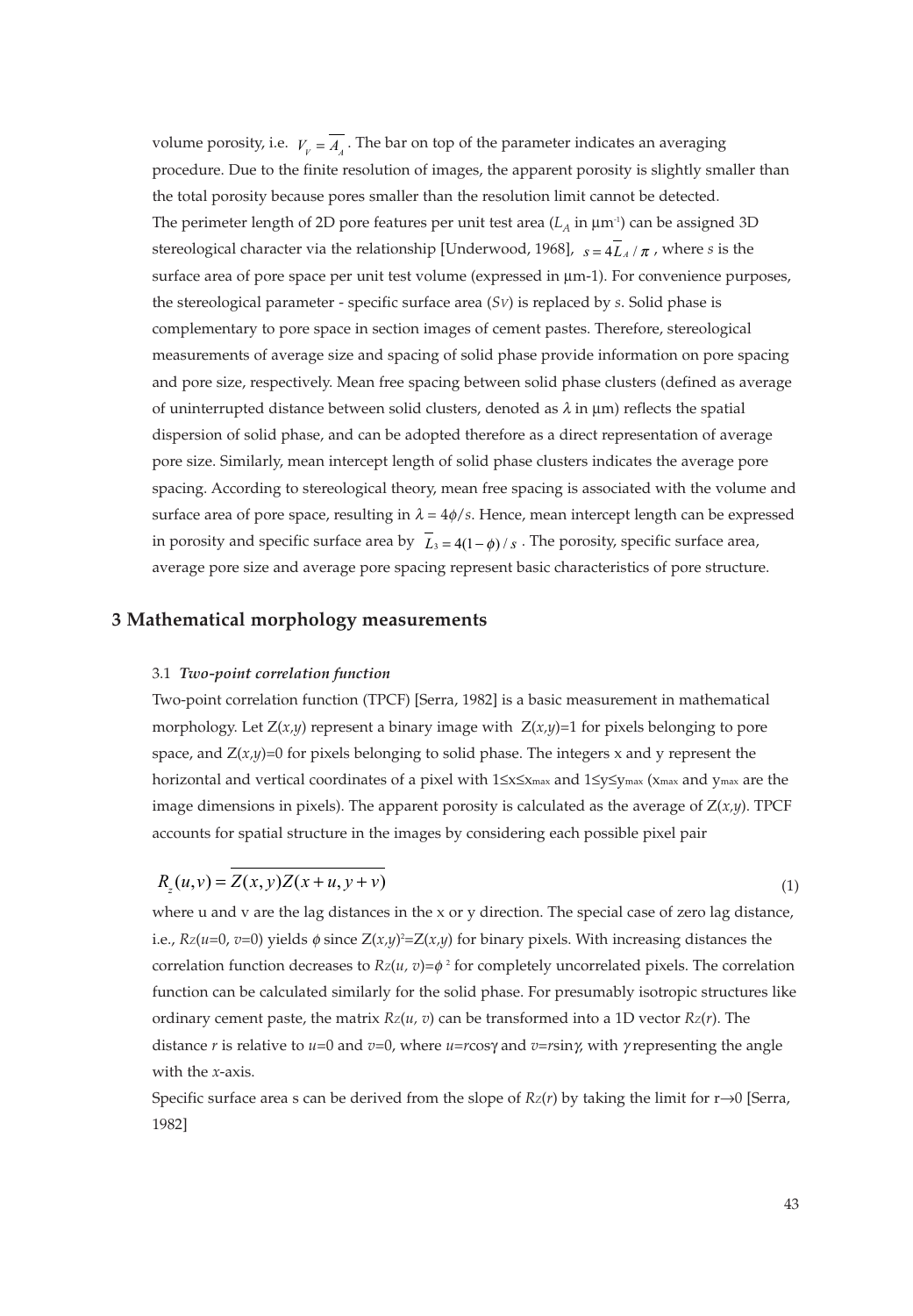volume porosity, i.e. $V_V = \overline{A_A}$. The bar on top of the parameter indicates an averaging procedure. Due to the finite resolution of images, the apparent porosity is slightly smaller than the total porosity because pores smaller than the resolution limit cannot be detected.
The perimeter length of 2D pore features per unit test area ($L_A$ in μm$^{-1}$) can be assigned 3D stereological character via the relationship [Underwood, 1968], $s = 4\overline{L}_A / \pi$, where $s$ is the surface area of pore space per unit test volume (expressed in μm-1). For convenience purposes, the stereological parameter - specific surface area ($S_V$) is replaced by $s$. Solid phase is complementary to pore space in section images of cement pastes. Therefore, stereological measurements of average size and spacing of solid phase provide information on pore spacing and pore size, respectively. Mean free spacing between solid phase clusters (defined as average of uninterrupted distance between solid clusters, denoted as $\lambda$ in μm) reflects the spatial dispersion of solid phase, and can be adopted therefore as a direct representation of average pore size. Similarly, mean intercept length of solid phase clusters indicates the average pore spacing. According to stereological theory, mean free spacing is associated with the volume and surface area of pore space, resulting in $\lambda = 4\phi/s$. Hence, mean intercept length can be expressed in porosity and specific surface area by $\overline{L}_3 = 4(1-\phi)/s$. The porosity, specific surface area, average pore size and average pore spacing represent basic characteristics of pore structure.

## 3 Mathematical morphology measurements

### 3.1 *Two-point correlation function*

Two-point correlation function (TPCF) [Serra, 1982] is a basic measurement in mathematical morphology. Let $Z(x,y)$ represent a binary image with $Z(x,y)=1$ for pixels belonging to pore space, and $Z(x,y)=0$ for pixels belonging to solid phase. The integers x and y represent the horizontal and vertical coordinates of a pixel with $1 \le x \le x_{max}$ and $1 \le y \le y_{max}$ ($x_{max}$ and $y_{max}$ are the image dimensions in pixels). The apparent porosity is calculated as the average of $Z(x,y)$. TPCF accounts for spatial structure in the images by considering each possible pixel pair

$$R_z(u,v) = \overline{Z(x,y)Z(x+u,y+v)} \tag{1}$$

where u and v are the lag distances in the x or y direction. The special case of zero lag distance, i.e., $R_Z(u=0, v=0)$ yields $\phi$ since $Z(x,y)^2=Z(x,y)$ for binary pixels. With increasing distances the correlation function decreases to $R_Z(u, v)=\phi^2$ for completely uncorrelated pixels. The correlation function can be calculated similarly for the solid phase. For presumably isotropic structures like ordinary cement paste, the matrix $R_Z(u, v)$ can be transformed into a 1D vector $R_Z(r)$. The distance $r$ is relative to $u=0$ and $v=0$, where $u=r\cos\gamma$ and $v=r\sin\gamma$, with $\gamma$ representing the angle with the $x$-axis.
Specific surface area s can be derived from the slope of $R_Z(r)$ by taking the limit for $r \to 0$ [Serra, 1982]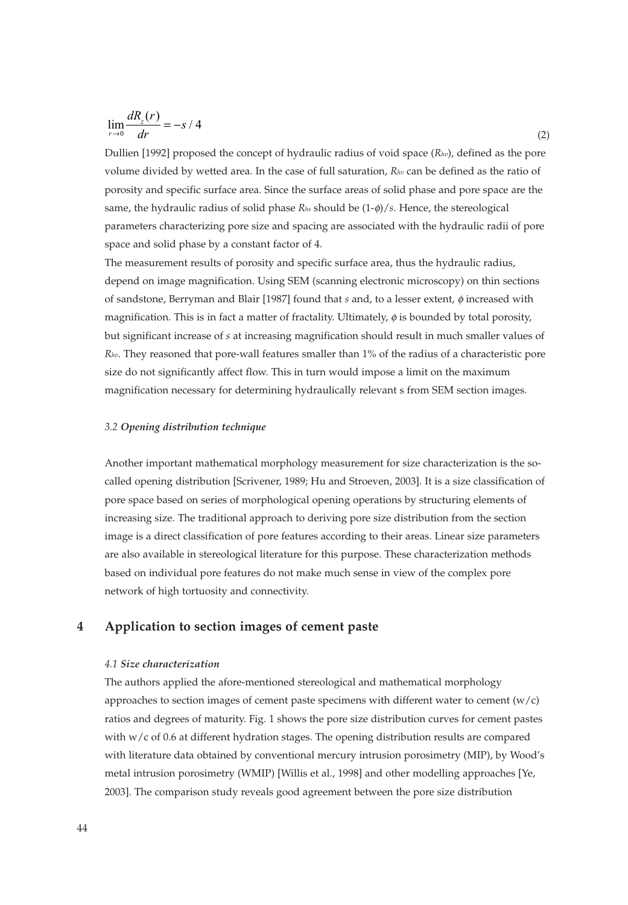$$\lim_{r \to 0} \frac{dR_z(r)}{dr} = -s / 4 \tag{2}$$

Dullien [1992] proposed the concept of hydraulic radius of void space ($R_{hv}$), defined as the pore volume divided by wetted area. In the case of full saturation, $R_{hv}$ can be defined as the ratio of porosity and specific surface area. Since the surface areas of solid phase and pore space are the same, the hydraulic radius of solid phase $R_{hs}$ should be $(1\text{-}\phi)/s$. Hence, the stereological parameters characterizing pore size and spacing are associated with the hydraulic radii of pore space and solid phase by a constant factor of 4.

The measurement results of porosity and specific surface area, thus the hydraulic radius, depend on image magnification. Using SEM (scanning electronic microscopy) on thin sections of sandstone, Berryman and Blair [1987] found that $s$ and, to a lesser extent, $\phi$ increased with magnification. This is in fact a matter of fractality. Ultimately, $\phi$ is bounded by total porosity, but significant increase of $s$ at increasing magnification should result in much smaller values of $R_{hv}$. They reasoned that pore-wall features smaller than 1% of the radius of a characteristic pore size do not significantly affect flow. This in turn would impose a limit on the maximum magnification necessary for determining hydraulically relevant s from SEM section images.

### *3.2 **Opening distribution technique***

Another important mathematical morphology measurement for size characterization is the so-called opening distribution [Scrivener, 1989; Hu and Stroeven, 2003]. It is a size classification of pore space based on series of morphological opening operations by structuring elements of increasing size. The traditional approach to deriving pore size distribution from the section image is a direct classification of pore features according to their areas. Linear size parameters are also available in stereological literature for this purpose. These characterization methods based on individual pore features do not make much sense in view of the complex pore network of high tortuosity and connectivity.

## 4 Application to section images of cement paste

### *4.1 **Size characterization***

The authors applied the afore-mentioned stereological and mathematical morphology approaches to section images of cement paste specimens with different water to cement (w/c) ratios and degrees of maturity. Fig. 1 shows the pore size distribution curves for cement pastes with w/c of 0.6 at different hydration stages. The opening distribution results are compared with literature data obtained by conventional mercury intrusion porosimetry (MIP), by Wood's metal intrusion porosimetry (WMIP) [Willis et al., 1998] and other modelling approaches [Ye, 2003]. The comparison study reveals good agreement between the pore size distribution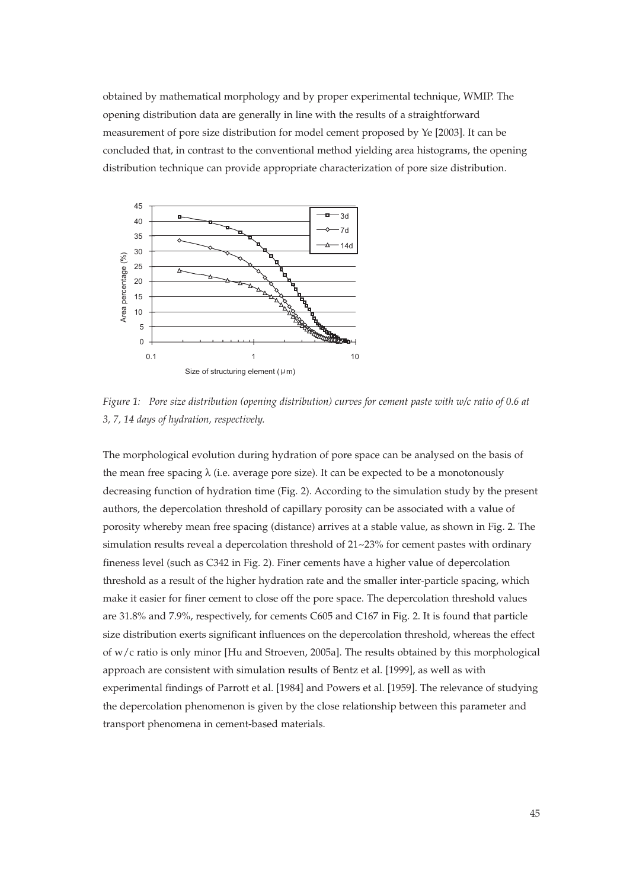obtained by mathematical morphology and by proper experimental technique, WMIP. The opening distribution data are generally in line with the results of a straightforward measurement of pore size distribution for model cement proposed by Ye [2003]. It can be concluded that, in contrast to the conventional method yielding area histograms, the opening distribution technique can provide appropriate characterization of pore size distribution.

*Figure 1: Pore size distribution (opening distribution) curves for cement paste with w/c ratio of 0.6 at 3, 7, 14 days of hydration, respectively.*

The morphological evolution during hydration of pore space can be analysed on the basis of the mean free spacing $\lambda$ (i.e. average pore size). It can be expected to be a monotonously decreasing function of hydration time (Fig. 2). According to the simulation study by the present authors, the depercolation threshold of capillary porosity can be associated with a value of porosity whereby mean free spacing (distance) arrives at a stable value, as shown in Fig. 2. The simulation results reveal a depercolation threshold of 21~23% for cement pastes with ordinary fineness level (such as C342 in Fig. 2). Finer cements have a higher value of depercolation threshold as a result of the higher hydration rate and the smaller inter-particle spacing, which make it easier for finer cement to close off the pore space. The depercolation threshold values are 31.8% and 7.9%, respectively, for cements C605 and C167 in Fig. 2. It is found that particle size distribution exerts significant influences on the depercolation threshold, whereas the effect of w/c ratio is only minor [Hu and Stroeven, 2005a]. The results obtained by this morphological approach are consistent with simulation results of Bentz et al. [1999], as well as with experimental findings of Parrott et al. [1984] and Powers et al. [1959]. The relevance of studying the depercolation phenomenon is given by the close relationship between this parameter and transport phenomena in cement-based materials.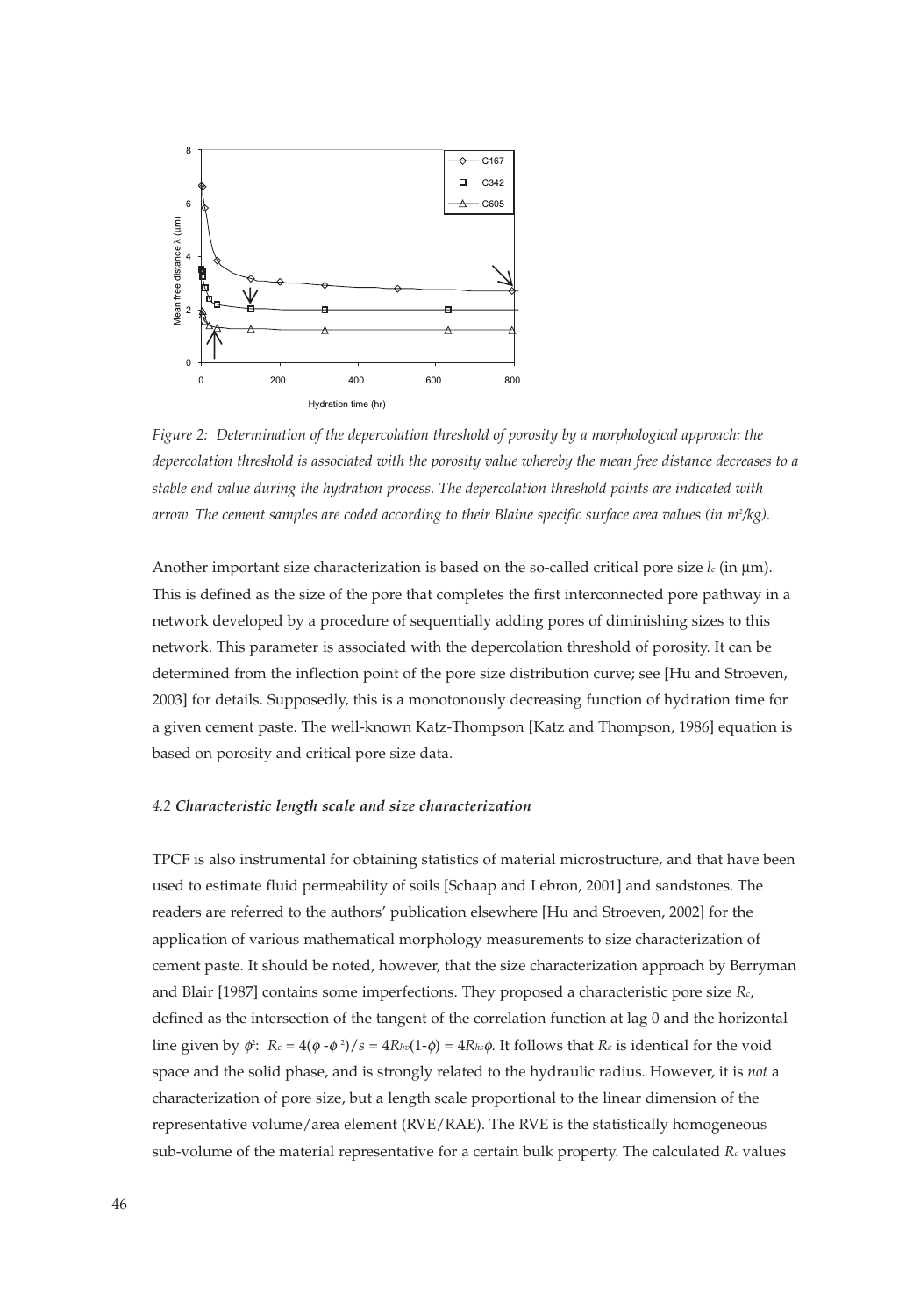*Figure 2: Determination of the depercolation threshold of porosity by a morphological approach: the depercolation threshold is associated with the porosity value whereby the mean free distance decreases to a stable end value during the hydration process. The depercolation threshold points are indicated with arrow. The cement samples are coded according to their Blaine specific surface area values (in m²/kg).*

Another important size characterization is based on the so-called critical pore size $l_c$ (in μm). This is defined as the size of the pore that completes the first interconnected pore pathway in a network developed by a procedure of sequentially adding pores of diminishing sizes to this network. This parameter is associated with the depercolation threshold of porosity. It can be determined from the inflection point of the pore size distribution curve; see [Hu and Stroeven, 2003] for details. Supposedly, this is a monotonously decreasing function of hydration time for a given cement paste. The well-known Katz-Thompson [Katz and Thompson, 1986] equation is based on porosity and critical pore size data.

#### *4.2 Characteristic length scale and size characterization*

TPCF is also instrumental for obtaining statistics of material microstructure, and that have been used to estimate fluid permeability of soils [Schaap and Lebron, 2001] and sandstones. The readers are referred to the authors' publication elsewhere [Hu and Stroeven, 2002] for the application of various mathematical morphology measurements to size characterization of cement paste. It should be noted, however, that the size characterization approach by Berryman and Blair [1987] contains some imperfections. They proposed a characteristic pore size $R_c$, defined as the intersection of the tangent of the correlation function at lag 0 and the horizontal line given by $\phi^2$: $R_c = 4(\phi - \phi^2)/s = 4R_{hv}(1-\phi) = 4R_{hs}\phi$. It follows that $R_c$ is identical for the void space and the solid phase, and is strongly related to the hydraulic radius. However, it is *not* a characterization of pore size, but a length scale proportional to the linear dimension of the representative volume/area element (RVE/RAE). The RVE is the statistically homogeneous sub-volume of the material representative for a certain bulk property. The calculated $R_c$ values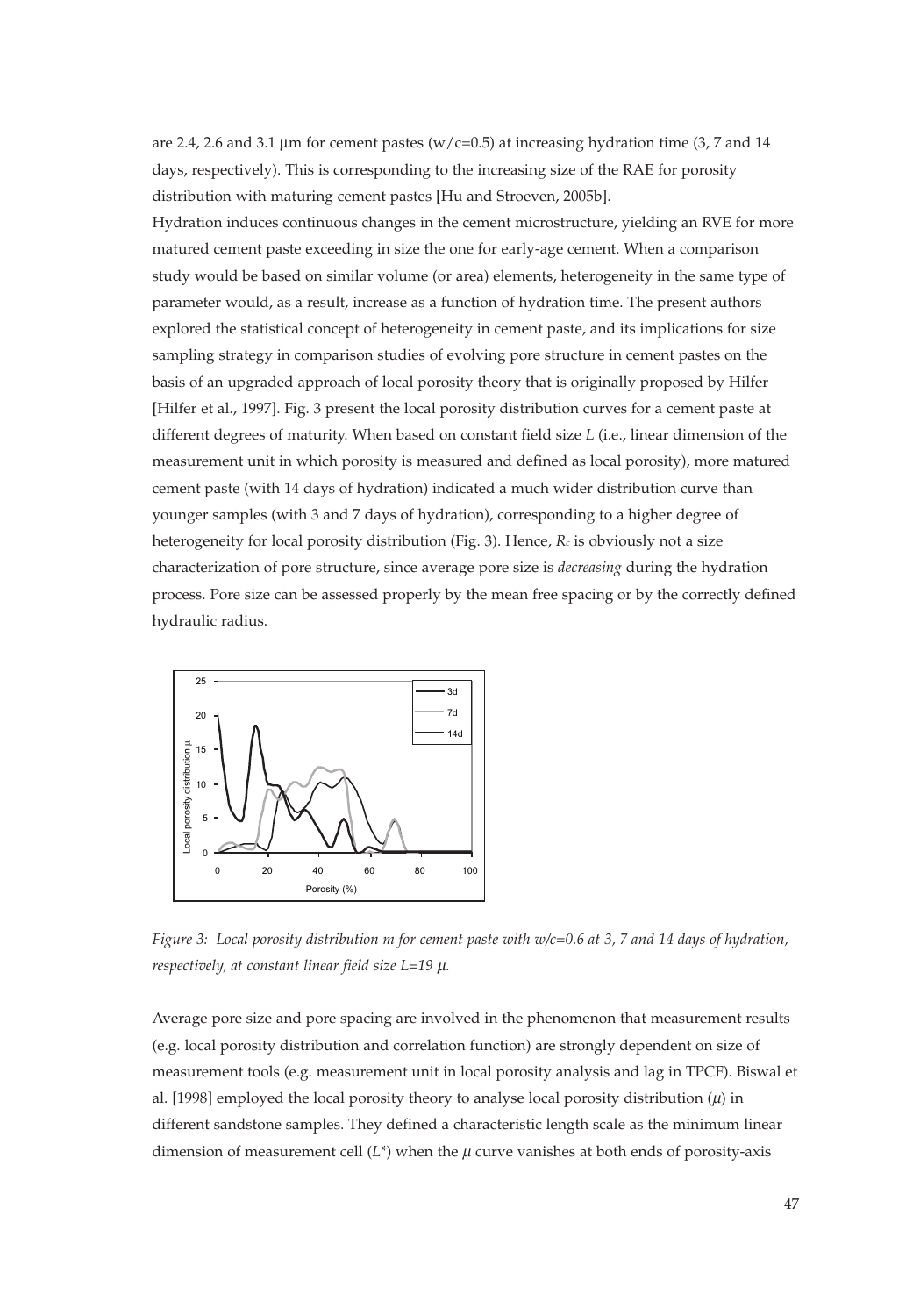are 2.4, 2.6 and 3.1 μm for cement pastes (w/c=0.5) at increasing hydration time (3, 7 and 14 days, respectively). This is corresponding to the increasing size of the RAE for porosity distribution with maturing cement pastes [Hu and Stroeven, 2005b].

Hydration induces continuous changes in the cement microstructure, yielding an RVE for more matured cement paste exceeding in size the one for early-age cement. When a comparison study would be based on similar volume (or area) elements, heterogeneity in the same type of parameter would, as a result, increase as a function of hydration time. The present authors explored the statistical concept of heterogeneity in cement paste, and its implications for size sampling strategy in comparison studies of evolving pore structure in cement pastes on the basis of an upgraded approach of local porosity theory that is originally proposed by Hilfer [Hilfer et al., 1997]. Fig. 3 present the local porosity distribution curves for a cement paste at different degrees of maturity. When based on constant field size *L* (i.e., linear dimension of the measurement unit in which porosity is measured and defined as local porosity), more matured cement paste (with 14 days of hydration) indicated a much wider distribution curve than younger samples (with 3 and 7 days of hydration), corresponding to a higher degree of heterogeneity for local porosity distribution (Fig. 3). Hence, $R_c$ is obviously not a size characterization of pore structure, since average pore size is *decreasing* during the hydration process. Pore size can be assessed properly by the mean free spacing or by the correctly defined hydraulic radius.

*Figure 3: Local porosity distribution m for cement paste with w/c=0.6 at 3, 7 and 14 days of hydration, respectively, at constant linear field size L=19 μ.*

Average pore size and pore spacing are involved in the phenomenon that measurement results (e.g. local porosity distribution and correlation function) are strongly dependent on size of measurement tools (e.g. measurement unit in local porosity analysis and lag in TPCF). Biswal et al. [1998] employed the local porosity theory to analyse local porosity distribution ($\mu$) in different sandstone samples. They defined a characteristic length scale as the minimum linear dimension of measurement cell ($L^*$) when the $\mu$ curve vanishes at both ends of porosity-axis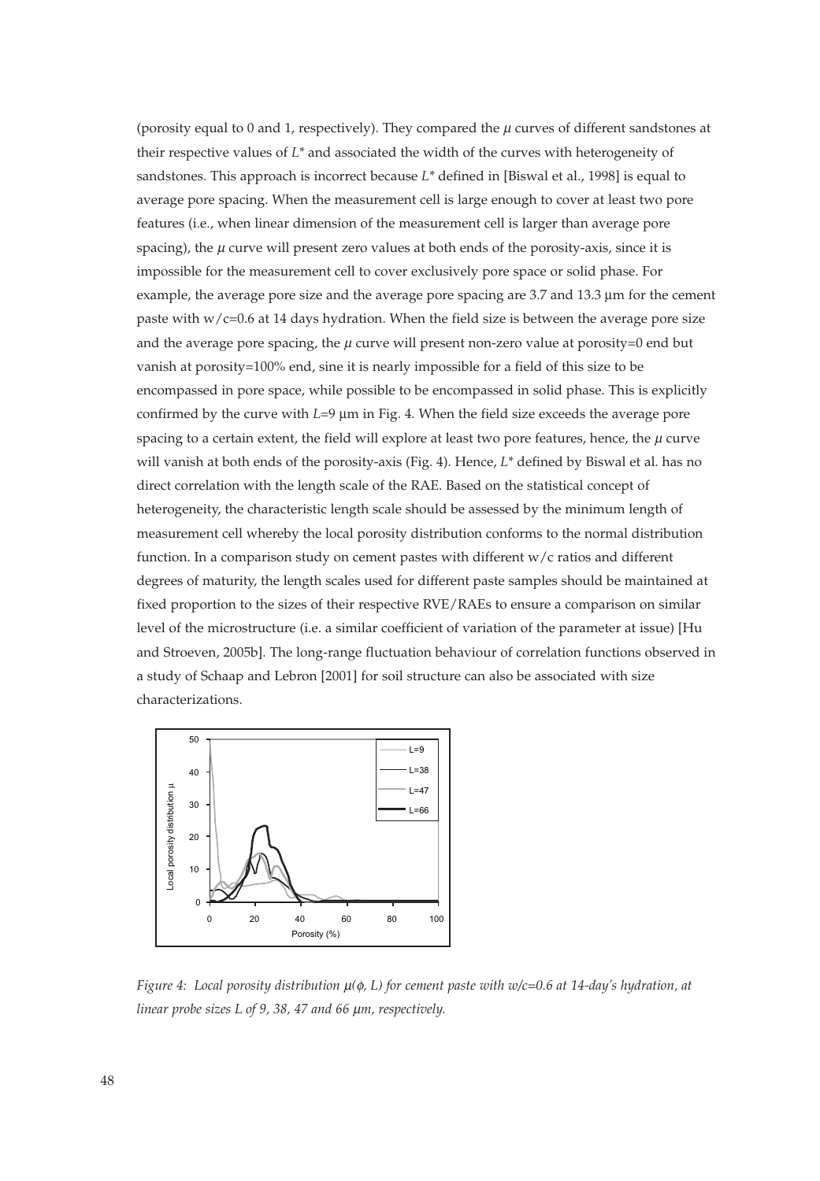(porosity equal to 0 and 1, respectively). They compared the $\mu$ curves of different sandstones at their respective values of $L^*$ and associated the width of the curves with heterogeneity of sandstones. This approach is incorrect because $L^*$ defined in [Biswal et al., 1998] is equal to average pore spacing. When the measurement cell is large enough to cover at least two pore features (i.e., when linear dimension of the measurement cell is larger than average pore spacing), the $\mu$ curve will present zero values at both ends of the porosity-axis, since it is impossible for the measurement cell to cover exclusively pore space or solid phase. For example, the average pore size and the average pore spacing are 3.7 and 13.3 μm for the cement paste with w/c=0.6 at 14 days hydration. When the field size is between the average pore size and the average pore spacing, the $\mu$ curve will present non-zero value at porosity=0 end but vanish at porosity=100% end, sine it is nearly impossible for a field of this size to be encompassed in pore space, while possible to be encompassed in solid phase. This is explicitly confirmed by the curve with $L$=9 μm in Fig. 4. When the field size exceeds the average pore spacing to a certain extent, the field will explore at least two pore features, hence, the $\mu$ curve will vanish at both ends of the porosity-axis (Fig. 4). Hence, $L^*$ defined by Biswal et al. has no direct correlation with the length scale of the RAE. Based on the statistical concept of heterogeneity, the characteristic length scale should be assessed by the minimum length of measurement cell whereby the local porosity distribution conforms to the normal distribution function. In a comparison study on cement pastes with different w/c ratios and different degrees of maturity, the length scales used for different paste samples should be maintained at fixed proportion to the sizes of their respective RVE/RAEs to ensure a comparison on similar level of the microstructure (i.e. a similar coefficient of variation of the parameter at issue) [Hu and Stroeven, 2005b]. The long-range fluctuation behaviour of correlation functions observed in a study of Schaap and Lebron [2001] for soil structure can also be associated with size characterizations.

*Figure 4: Local porosity distribution $\mu(\phi, L)$ for cement paste with w/c=0.6 at 14-day's hydration, at linear probe sizes L of 9, 38, 47 and 66 μm, respectively.*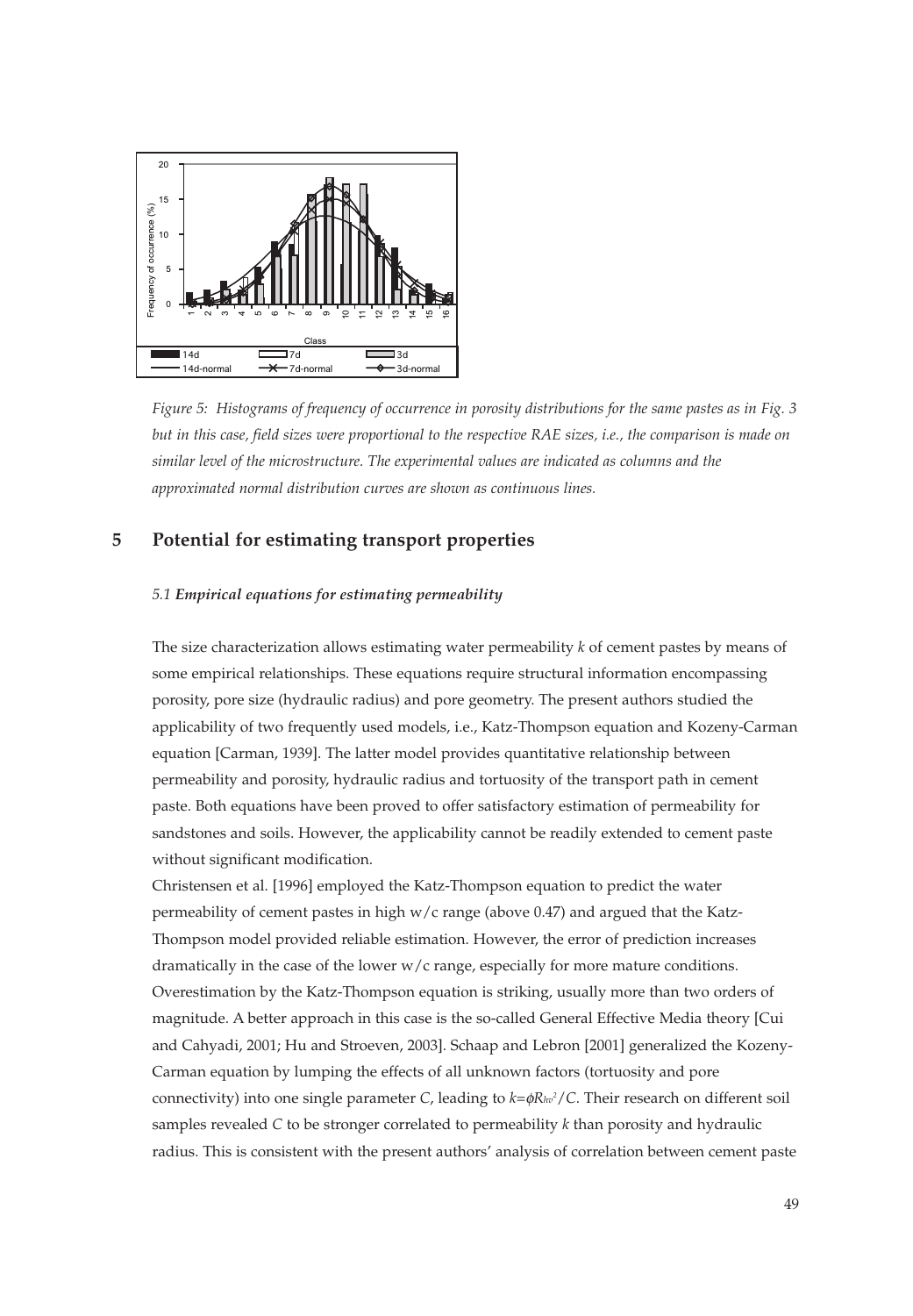*Figure 5: Histograms of frequency of occurrence in porosity distributions for the same pastes as in Fig. 3 but in this case, field sizes were proportional to the respective RAE sizes, i.e., the comparison is made on similar level of the microstructure. The experimental values are indicated as columns and the approximated normal distribution curves are shown as continuous lines.*

## 5 Potential for estimating transport properties

### *5.1 Empirical equations for estimating permeability*

The size characterization allows estimating water permeability $k$ of cement pastes by means of some empirical relationships. These equations require structural information encompassing porosity, pore size (hydraulic radius) and pore geometry. The present authors studied the applicability of two frequently used models, i.e., Katz-Thompson equation and Kozeny-Carman equation [Carman, 1939]. The latter model provides quantitative relationship between permeability and porosity, hydraulic radius and tortuosity of the transport path in cement paste. Both equations have been proved to offer satisfactory estimation of permeability for sandstones and soils. However, the applicability cannot be readily extended to cement paste without significant modification.

Christensen et al. [1996] employed the Katz-Thompson equation to predict the water permeability of cement pastes in high w/c range (above 0.47) and argued that the Katz-Thompson model provided reliable estimation. However, the error of prediction increases dramatically in the case of the lower w/c range, especially for more mature conditions. Overestimation by the Katz-Thompson equation is striking, usually more than two orders of magnitude. A better approach in this case is the so-called General Effective Media theory [Cui and Cahyadi, 2001; Hu and Stroeven, 2003]. Schaap and Lebron [2001] generalized the Kozeny-Carman equation by lumping the effects of all unknown factors (tortuosity and pore connectivity) into one single parameter $C$, leading to $k=\phi R_{hv}^2/C$. Their research on different soil samples revealed $C$ to be stronger correlated to permeability $k$ than porosity and hydraulic radius. This is consistent with the present authors' analysis of correlation between cement paste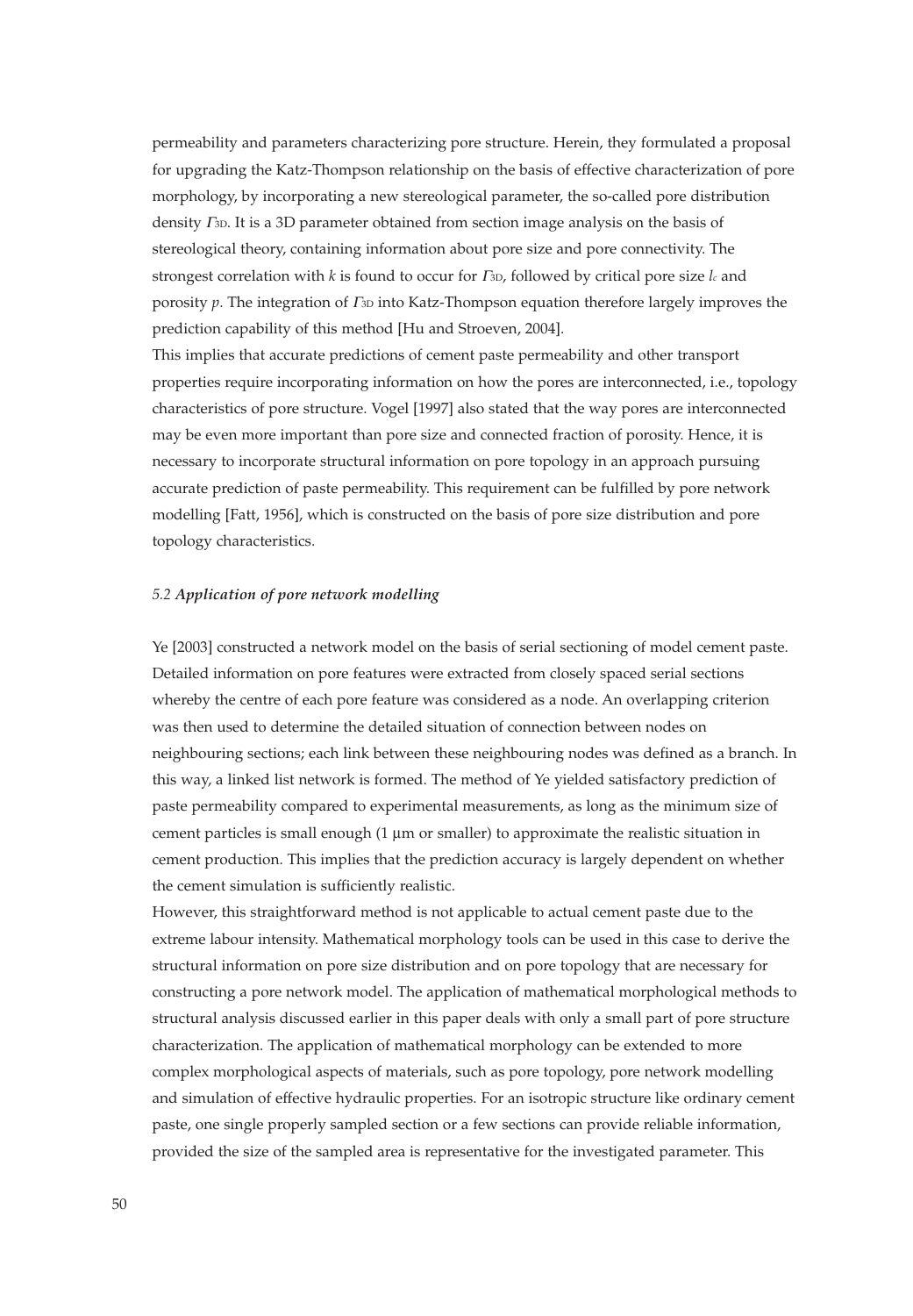permeability and parameters characterizing pore structure. Herein, they formulated a proposal for upgrading the Katz-Thompson relationship on the basis of effective characterization of pore morphology, by incorporating a new stereological parameter, the so-called pore distribution density $\Gamma_{3D}$. It is a 3D parameter obtained from section image analysis on the basis of stereological theory, containing information about pore size and pore connectivity. The strongest correlation with $k$ is found to occur for $\Gamma_{3D}$, followed by critical pore size $l_c$ and porosity $p$. The integration of $\Gamma_{3D}$ into Katz-Thompson equation therefore largely improves the prediction capability of this method [Hu and Stroeven, 2004].

This implies that accurate predictions of cement paste permeability and other transport properties require incorporating information on how the pores are interconnected, i.e., topology characteristics of pore structure. Vogel [1997] also stated that the way pores are interconnected may be even more important than pore size and connected fraction of porosity. Hence, it is necessary to incorporate structural information on pore topology in an approach pursuing accurate prediction of paste permeability. This requirement can be fulfilled by pore network modelling [Fatt, 1956], which is constructed on the basis of pore size distribution and pore topology characteristics.

### 5.2 *Application of pore network modelling*

Ye [2003] constructed a network model on the basis of serial sectioning of model cement paste. Detailed information on pore features were extracted from closely spaced serial sections whereby the centre of each pore feature was considered as a node. An overlapping criterion was then used to determine the detailed situation of connection between nodes on neighbouring sections; each link between these neighbouring nodes was defined as a branch. In this way, a linked list network is formed. The method of Ye yielded satisfactory prediction of paste permeability compared to experimental measurements, as long as the minimum size of cement particles is small enough (1 μm or smaller) to approximate the realistic situation in cement production. This implies that the prediction accuracy is largely dependent on whether the cement simulation is sufficiently realistic.

However, this straightforward method is not applicable to actual cement paste due to the extreme labour intensity. Mathematical morphology tools can be used in this case to derive the structural information on pore size distribution and on pore topology that are necessary for constructing a pore network model. The application of mathematical morphological methods to structural analysis discussed earlier in this paper deals with only a small part of pore structure characterization. The application of mathematical morphology can be extended to more complex morphological aspects of materials, such as pore topology, pore network modelling and simulation of effective hydraulic properties. For an isotropic structure like ordinary cement paste, one single properly sampled section or a few sections can provide reliable information, provided the size of the sampled area is representative for the investigated parameter. This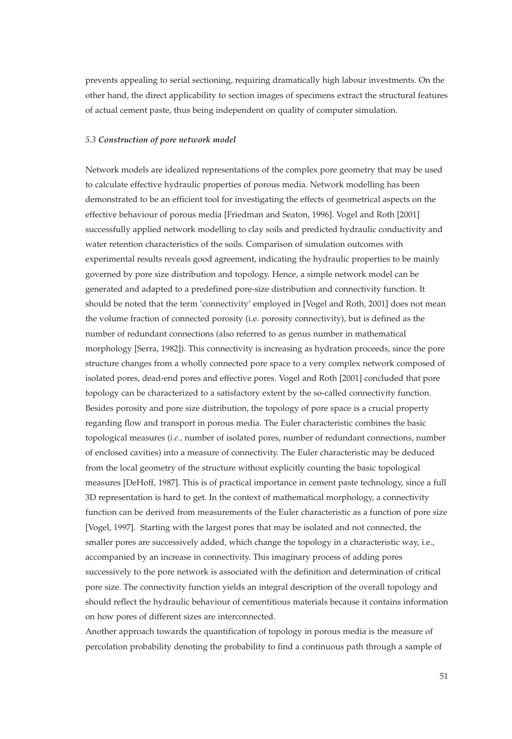prevents appealing to serial sectioning, requiring dramatically high labour investments. On the other hand, the direct applicability to section images of specimens extract the structural features of actual cement paste, thus being independent on quality of computer simulation.

### *5.3* ***Construction of pore network model***

Network models are idealized representations of the complex pore geometry that may be used to calculate effective hydraulic properties of porous media. Network modelling has been demonstrated to be an efficient tool for investigating the effects of geometrical aspects on the effective behaviour of porous media [Friedman and Seaton, 1996]. Vogel and Roth [2001] successfully applied network modelling to clay soils and predicted hydraulic conductivity and water retention characteristics of the soils. Comparison of simulation outcomes with experimental results reveals good agreement, indicating the hydraulic properties to be mainly governed by pore size distribution and topology. Hence, a simple network model can be generated and adapted to a predefined pore-size distribution and connectivity function. It should be noted that the term 'connectivity' employed in [Vogel and Roth, 2001] does not mean the volume fraction of connected porosity (i.e. porosity connectivity), but is defined as the number of redundant connections (also referred to as genus number in mathematical morphology [Serra, 1982]). This connectivity is increasing as hydration proceeds, since the pore structure changes from a wholly connected pore space to a very complex network composed of isolated pores, dead-end pores and effective pores. Vogel and Roth [2001] concluded that pore topology can be characterized to a satisfactory extent by the so-called connectivity function. Besides porosity and pore size distribution, the topology of pore space is a crucial property regarding flow and transport in porous media. The Euler characteristic combines the basic topological measures (*i.e.*, number of isolated pores, number of redundant connections, number of enclosed cavities) into a measure of connectivity. The Euler characteristic may be deduced from the local geometry of the structure without explicitly counting the basic topological measures [DeHoff, 1987]. This is of practical importance in cement paste technology, since a full 3D representation is hard to get. In the context of mathematical morphology, a connectivity function can be derived from measurements of the Euler characteristic as a function of pore size [Vogel, 1997]. Starting with the largest pores that may be isolated and not connected, the smaller pores are successively added, which change the topology in a characteristic way, i.e., accompanied by an increase in connectivity. This imaginary process of adding pores successively to the pore network is associated with the definition and determination of critical pore size. The connectivity function yields an integral description of the overall topology and should reflect the hydraulic behaviour of cementitious materials because it contains information on how pores of different sizes are interconnected.

Another approach towards the quantification of topology in porous media is the measure of percolation probability denoting the probability to find a continuous path through a sample of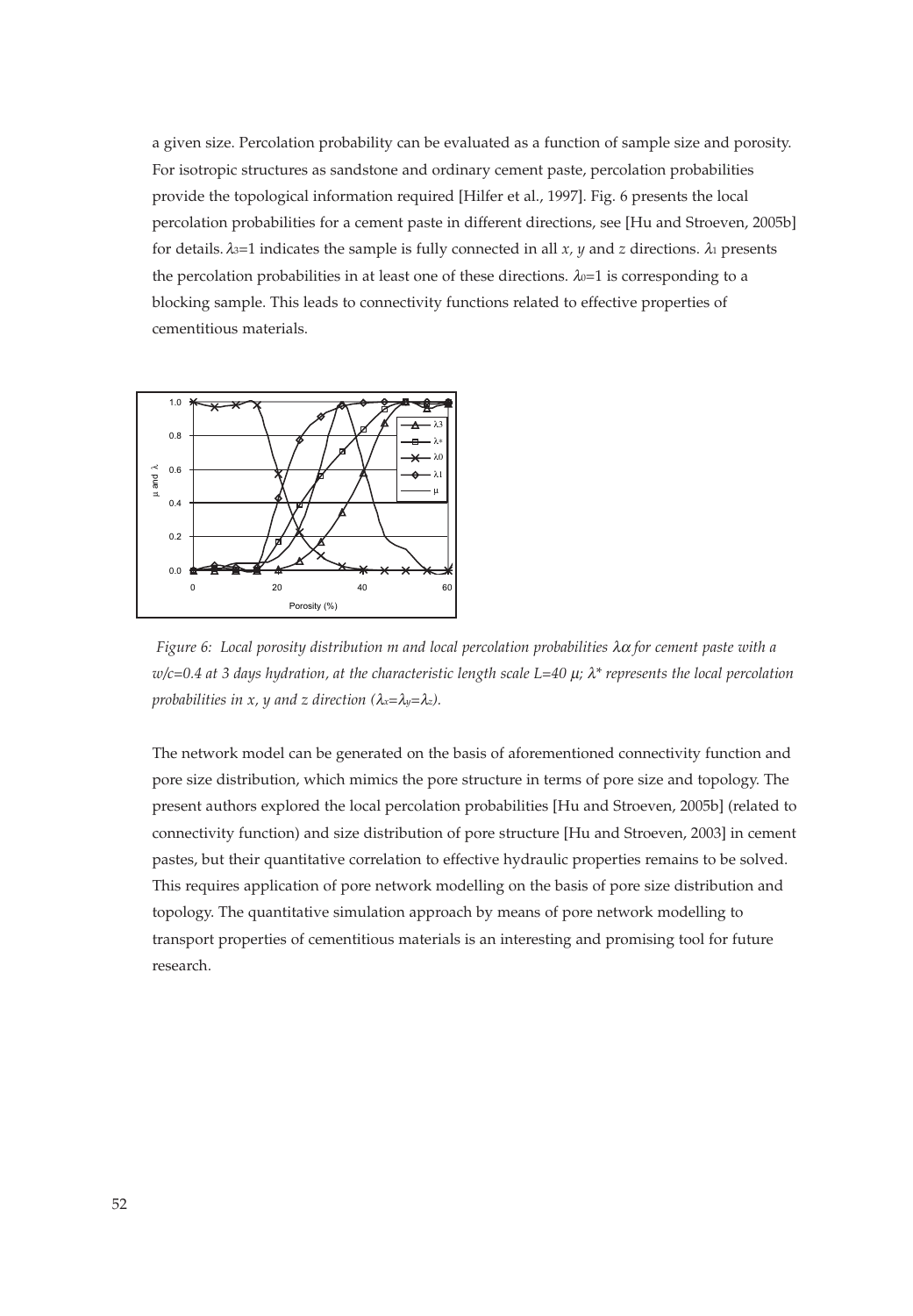a given size. Percolation probability can be evaluated as a function of sample size and porosity. For isotropic structures as sandstone and ordinary cement paste, percolation probabilities provide the topological information required [Hilfer et al., 1997]. Fig. 6 presents the local percolation probabilities for a cement paste in different directions, see [Hu and Stroeven, 2005b] for details. $\lambda_3$=1 indicates the sample is fully connected in all *x, y* and *z* directions. $\lambda_1$ presents the percolation probabilities in at least one of these directions. $\lambda_0$=1 is corresponding to a blocking sample. This leads to connectivity functions related to effective properties of cementitious materials.

*Figure 6: Local porosity distribution m and local percolation probabilities $\lambda\alpha$ for cement paste with a w/c=0.4 at 3 days hydration, at the characteristic length scale L=40 $\mu$; $\lambda$\* represents the local percolation probabilities in x, y and z direction ($\lambda_x$=$\lambda_y$=$\lambda_z$).*

The network model can be generated on the basis of aforementioned connectivity function and pore size distribution, which mimics the pore structure in terms of pore size and topology. The present authors explored the local percolation probabilities [Hu and Stroeven, 2005b] (related to connectivity function) and size distribution of pore structure [Hu and Stroeven, 2003] in cement pastes, but their quantitative correlation to effective hydraulic properties remains to be solved. This requires application of pore network modelling on the basis of pore size distribution and topology. The quantitative simulation approach by means of pore network modelling to transport properties of cementitious materials is an interesting and promising tool for future research.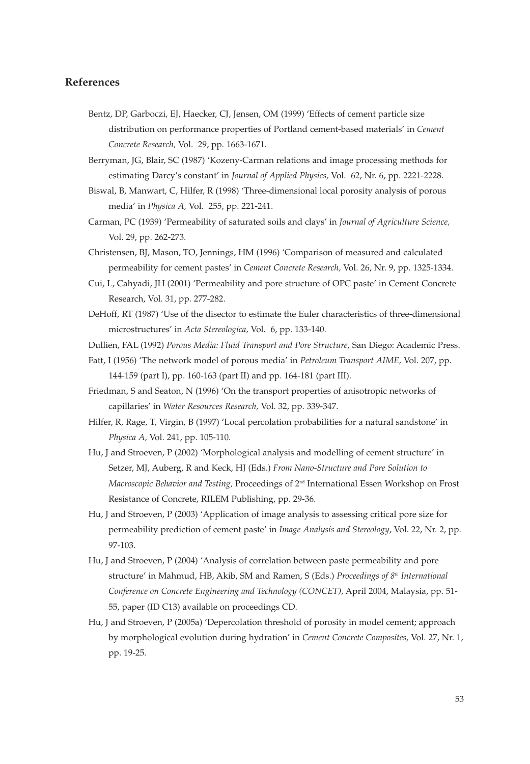## References

Bentz, DP, Garboczi, EJ, Haecker, CJ, Jensen, OM (1999) 'Effects of cement particle size distribution on performance properties of Portland cement-based materials' in *Cement Concrete Research,* Vol. 29, pp. 1663-1671.

Berryman, JG, Blair, SC (1987) 'Kozeny-Carman relations and image processing methods for estimating Darcy's constant' in *Journal of Applied Physics,* Vol. 62, Nr. 6, pp. 2221-2228.

Biswal, B, Manwart, C, Hilfer, R (1998) 'Three-dimensional local porosity analysis of porous media' in *Physica A,* Vol. 255, pp. 221-241.

Carman, PC (1939) 'Permeability of saturated soils and clays' in *Journal of Agriculture Science,* Vol. 29, pp. 262-273.

Christensen, BJ, Mason, TO, Jennings, HM (1996) 'Comparison of measured and calculated permeability for cement pastes' in *Cement Concrete Research,* Vol. 26, Nr. 9, pp. 1325-1334.

Cui, L, Cahyadi, JH (2001) 'Permeability and pore structure of OPC paste' in Cement Concrete Research, Vol. 31, pp. 277-282.

DeHoff, RT (1987) 'Use of the disector to estimate the Euler characteristics of three-dimensional microstructures' in *Acta Stereologica,* Vol. 6, pp. 133-140.

Dullien, FAL (1992) *Porous Media: Fluid Transport and Pore Structure,* San Diego: Academic Press.

Fatt, I (1956) 'The network model of porous media' in *Petroleum Transport AIME,* Vol. 207, pp. 144-159 (part I), pp. 160-163 (part II) and pp. 164-181 (part III).

Friedman, S and Seaton, N (1996) 'On the transport properties of anisotropic networks of capillaries' in *Water Resources Research,* Vol. 32, pp. 339-347.

Hilfer, R, Rage, T, Virgin, B (1997) 'Local percolation probabilities for a natural sandstone' in *Physica A,* Vol. 241, pp. 105-110.

Hu, J and Stroeven, P (2002) 'Morphological analysis and modelling of cement structure' in Setzer, MJ, Auberg, R and Keck, HJ (Eds.) *From Nano-Structure and Pore Solution to Macroscopic Behavior and Testing,* Proceedings of 2nd International Essen Workshop on Frost Resistance of Concrete, RILEM Publishing, pp. 29-36.

Hu, J and Stroeven, P (2003) 'Application of image analysis to assessing critical pore size for permeability prediction of cement paste' in *Image Analysis and Stereology*, Vol. 22, Nr. 2, pp. 97-103.

Hu, J and Stroeven, P (2004) 'Analysis of correlation between paste permeability and pore structure' in Mahmud, HB, Akib, SM and Ramen, S (Eds.) *Proceedings of 8th International Conference on Concrete Engineering and Technology (CONCET),* April 2004, Malaysia, pp. 51-55, paper (ID C13) available on proceedings CD.

Hu, J and Stroeven, P (2005a) 'Depercolation threshold of porosity in model cement; approach by morphological evolution during hydration' in *Cement Concrete Composites,* Vol. 27, Nr. 1, pp. 19-25.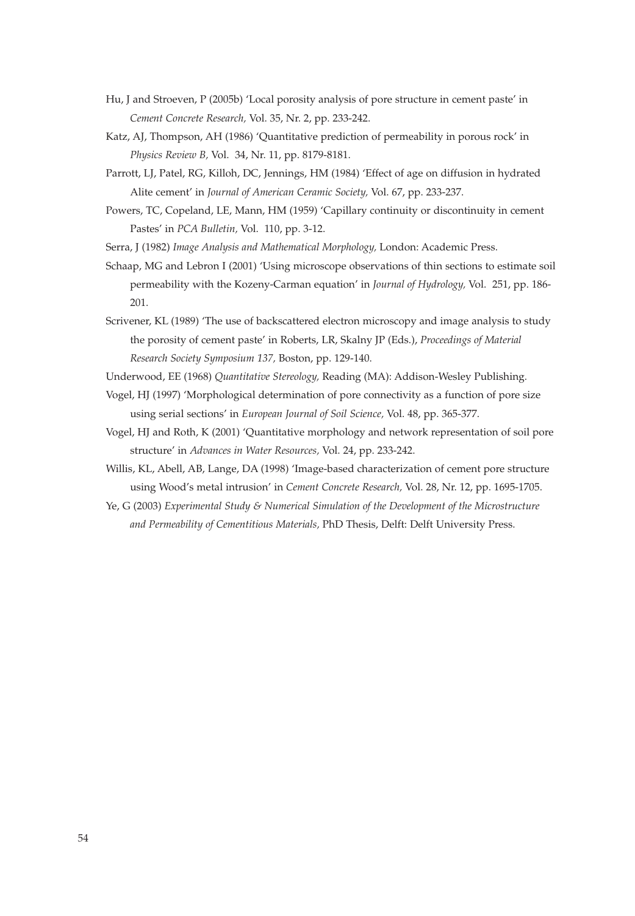Hu, J and Stroeven, P (2005b) 'Local porosity analysis of pore structure in cement paste' in *Cement Concrete Research,* Vol. 35, Nr. 2, pp. 233-242.

Katz, AJ, Thompson, AH (1986) 'Quantitative prediction of permeability in porous rock' in *Physics Review B,* Vol. 34, Nr. 11, pp. 8179-8181.

Parrott, LJ, Patel, RG, Killoh, DC, Jennings, HM (1984) 'Effect of age on diffusion in hydrated Alite cement' in *Journal of American Ceramic Society,* Vol. 67, pp. 233-237.

Powers, TC, Copeland, LE, Mann, HM (1959) 'Capillary continuity or discontinuity in cement Pastes' in *PCA Bulletin,* Vol. 110, pp. 3-12.

Serra, J (1982) *Image Analysis and Mathematical Morphology,* London: Academic Press.

Schaap, MG and Lebron I (2001) 'Using microscope observations of thin sections to estimate soil permeability with the Kozeny-Carman equation' in *Journal of Hydrology,* Vol. 251, pp. 186-201.

Scrivener, KL (1989) 'The use of backscattered electron microscopy and image analysis to study the porosity of cement paste' in Roberts, LR, Skalny JP (Eds.), *Proceedings of Material Research Society Symposium 137,* Boston, pp. 129-140.

Underwood, EE (1968) *Quantitative Stereology,* Reading (MA): Addison-Wesley Publishing.

Vogel, HJ (1997) 'Morphological determination of pore connectivity as a function of pore size using serial sections' in *European Journal of Soil Science,* Vol. 48, pp. 365-377.

Vogel, HJ and Roth, K (2001) 'Quantitative morphology and network representation of soil pore structure' in *Advances in Water Resources,* Vol. 24, pp. 233-242.

Willis, KL, Abell, AB, Lange, DA (1998) 'Image-based characterization of cement pore structure using Wood's metal intrusion' in *Cement Concrete Research,* Vol. 28, Nr. 12, pp. 1695-1705.

Ye, G (2003) *Experimental Study & Numerical Simulation of the Development of the Microstructure and Permeability of Cementitious Materials,* PhD Thesis, Delft: Delft University Press.